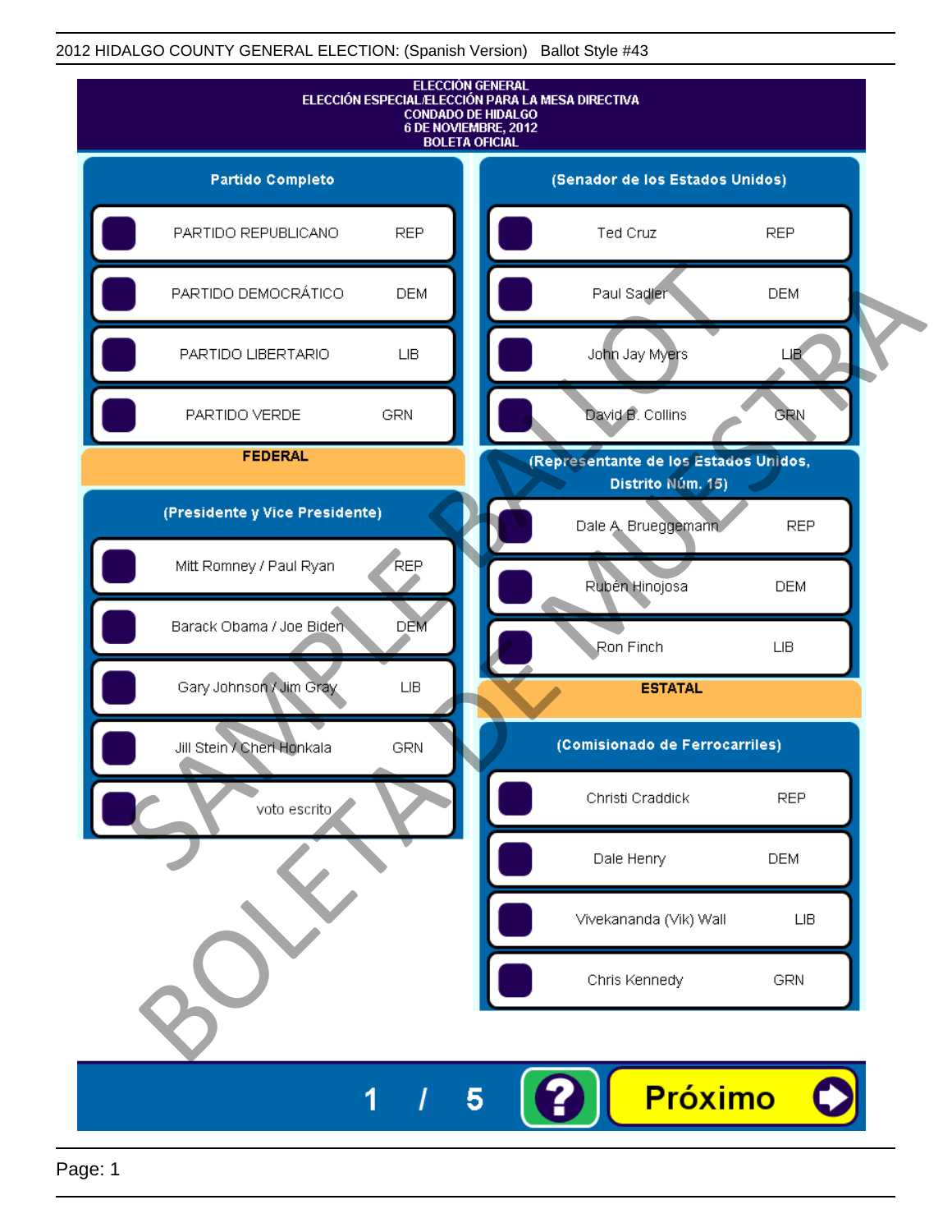2012 HIDALGO COUNTY GENERAL ELECTION: (Spanish Version) Ballot Style #43

# ELECCIÓN GENERAL
## ELECCIÓN ESPECIAL/ELECCIÓN PARA LA MESA DIRECTIVA
## CONDADO DE HIDALGO
## 6 DE NOVIEMBRE, 2012
## BOLETA OFICIAL

### Partido Completo

| Candidato | Partido |
|---|---|
| PARTIDO REPUBLICANO | REP |
| PARTIDO DEMOCRÁTICO | DEM |
| PARTIDO LIBERTARIO | LIB |
| PARTIDO VERDE | GRN |

## FEDERAL

### (Presidente y Vice Presidente)

| Candidato | Partido |
|---|---|
| Mitt Romney / Paul Ryan | REP |
| Barack Obama / Joe Biden | DEM |
| Gary Johnson / Jim Gray | LIB |
| Jill Stein / Cheri Honkala | GRN |
| voto escrito | |

### (Senador de los Estados Unidos)

| Candidato | Partido |
|---|---|
| Ted Cruz | REP |
| Paul Sadler | DEM |
| John Jay Myers | LIB |
| David B. Collins | GRN |

### (Representante de los Estados Unidos, Distrito Núm. 15)

| Candidato | Partido |
|---|---|
| Dale A. Brueggemann | REP |
| Rubén Hinojosa | DEM |
| Ron Finch | LIB |

## ESTATAL

### (Comisionado de Ferrocarriles)

| Candidato | Partido |
|---|---|
| Christi Craddick | REP |
| Dale Henry | DEM |
| Vivekananda (Vik) Wall | LIB |
| Chris Kennedy | GRN |

SAMPLE BALLOT
BOLETA DE MUESTRA

1 / 5

Próximo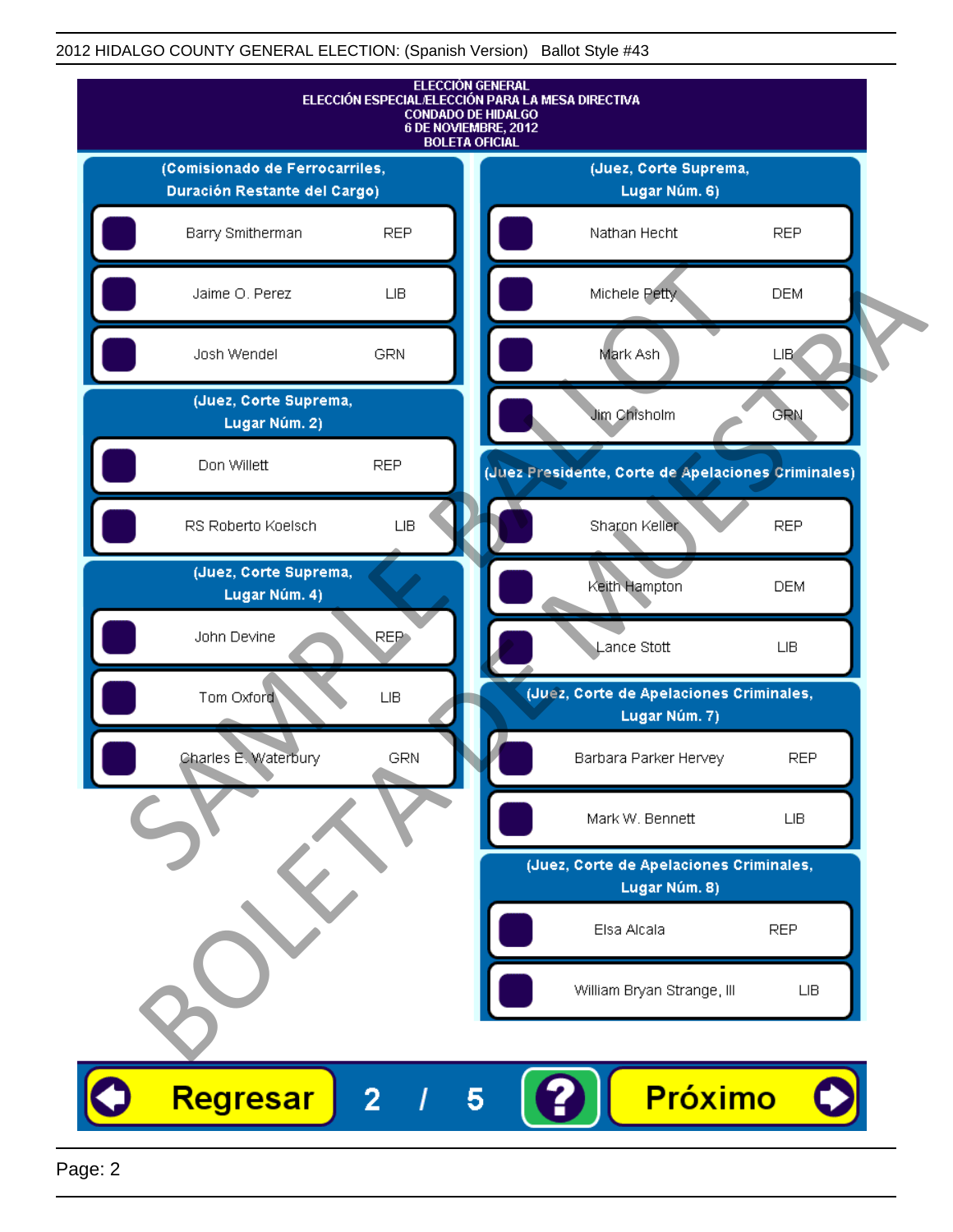2012 HIDALGO COUNTY GENERAL ELECTION: (Spanish Version) Ballot Style #43

# ELECCIÓN GENERAL
## ELECCIÓN ESPECIAL/ELECCIÓN PARA LA MESA DIRECTIVA
## CONDADO DE HIDALGO
## 6 DE NOVIEMBRE, 2012
## BOLETA OFICIAL

### (Comisionado de Ferrocarriles, Duración Restante del Cargo)

| Candidato | Partido |
| --- | --- |
| Barry Smitherman | REP |
| Jaime O. Perez | LIB |
| Josh Wendel | GRN |

### (Juez, Corte Suprema, Lugar Núm. 2)

| Candidato | Partido |
| --- | --- |
| Don Willett | REP |
| RS Roberto Koelsch | LIB |

### (Juez, Corte Suprema, Lugar Núm. 4)

| Candidato | Partido |
| --- | --- |
| John Devine | REP |
| Tom Oxford | LIB |
| Charles E. Waterbury | GRN |

### (Juez, Corte Suprema, Lugar Núm. 6)

| Candidato | Partido |
| --- | --- |
| Nathan Hecht | REP |
| Michele Petty | DEM |
| Mark Ash | LIB |
| Jim Chisholm | GRN |

### (Juez Presidente, Corte de Apelaciones Criminales)

| Candidato | Partido |
| --- | --- |
| Sharon Keller | REP |
| Keith Hampton | DEM |
| Lance Stott | LIB |

### (Juez, Corte de Apelaciones Criminales, Lugar Núm. 7)

| Candidato | Partido |
| --- | --- |
| Barbara Parker Hervey | REP |
| Mark W. Bennett | LIB |

### (Juez, Corte de Apelaciones Criminales, Lugar Núm. 8)

| Candidato | Partido |
| --- | --- |
| Elsa Alcala | REP |
| William Bryan Strange, III | LIB |

SAMPLE BALLOT — BOLETA DE MUESTRA

Regresar 2 / 5 ? Próximo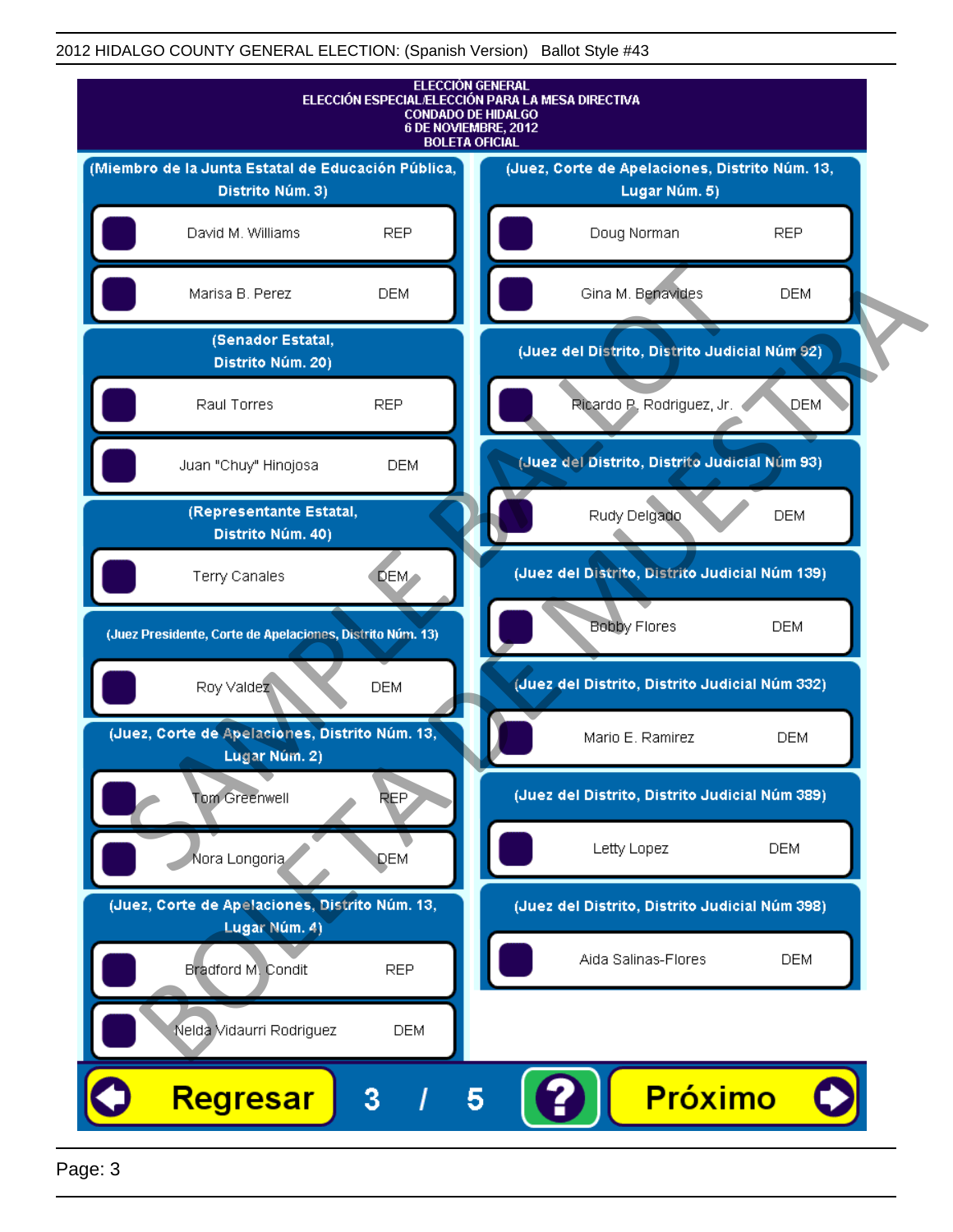2012 HIDALGO COUNTY GENERAL ELECTION: (Spanish Version) Ballot Style #43

# ELECCIÓN GENERAL
## ELECCIÓN ESPECIAL/ELECCIÓN PARA LA MESA DIRECTIVA
## CONDADO DE HIDALGO
## 6 DE NOVIEMBRE, 2012
## BOLETA OFICIAL

### (Miembro de la Junta Estatal de Educación Pública, Distrito Núm. 3)

- David M. Williams — REP
- Marisa B. Perez — DEM

### (Senador Estatal, Distrito Núm. 20)

- Raul Torres — REP
- Juan "Chuy" Hinojosa — DEM

### (Representante Estatal, Distrito Núm. 40)

- Terry Canales — DEM

### (Juez Presidente, Corte de Apelaciones, Distrito Núm. 13)

- Roy Valdez — DEM

### (Juez, Corte de Apelaciones, Distrito Núm. 13, Lugar Núm. 2)

- Tom Greenwell — REP
- Nora Longoria — DEM

### (Juez, Corte de Apelaciones, Distrito Núm. 13, Lugar Núm. 4)

- Bradford M. Condit — REP
- Nelda Vidaurri Rodriguez — DEM

### (Juez, Corte de Apelaciones, Distrito Núm. 13, Lugar Núm. 5)

- Doug Norman — REP
- Gina M. Benavides — DEM

### (Juez del Distrito, Distrito Judicial Núm 92)

- Ricardo P. Rodriguez, Jr. — DEM

### (Juez del Distrito, Distrito Judicial Núm 93)

- Rudy Delgado — DEM

### (Juez del Distrito, Distrito Judicial Núm 139)

- Bobby Flores — DEM

### (Juez del Distrito, Distrito Judicial Núm 332)

- Mario E. Ramirez — DEM

### (Juez del Distrito, Distrito Judicial Núm 389)

- Letty Lopez — DEM

### (Juez del Distrito, Distrito Judicial Núm 398)

- Aida Salinas-Flores — DEM

Regresar | 3 / 5 | ? | Próximo

SAMPLE BALLOT — BOLETA DE MUESTRA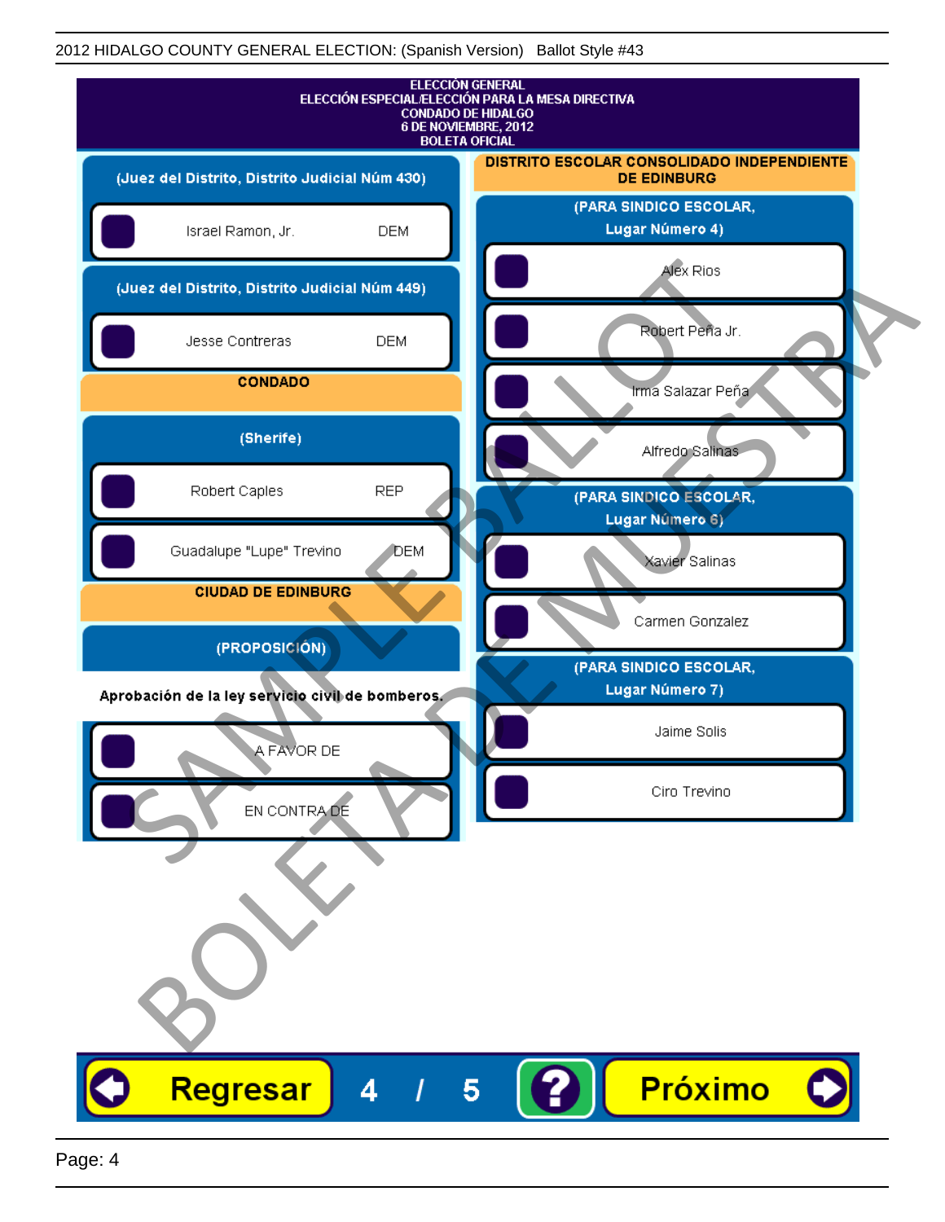ELECCIÓN GENERAL
ELECCIÓN ESPECIAL/ELECCIÓN PARA LA MESA DIRECTIVA
CONDADO DE HIDALGO
6 DE NOVIEMBRE, 2012
BOLETA OFICIAL

### (Juez del Distrito, Distrito Judicial Núm 430)

- Israel Ramon, Jr. — DEM

### (Juez del Distrito, Distrito Judicial Núm 449)

- Jesse Contreras — DEM

## CONDADO

### (Sherife)

- Robert Caples — REP
- Guadalupe "Lupe" Trevino — DEM

## CIUDAD DE EDINBURG

### (PROPOSICIÓN)

**Aprobación de la ley servicio civil de bomberos.**

- A FAVOR DE
- EN CONTRA DE

## DISTRITO ESCOLAR CONSOLIDADO INDEPENDIENTE DE EDINBURG

### (PARA SINDICO ESCOLAR, Lugar Número 4)

- Alex Rios
- Robert Peña Jr.
- Irma Salazar Peña
- Alfredo Salinas

### (PARA SINDICO ESCOLAR, Lugar Número 6)

- Xavier Salinas
- Carmen Gonzalez

### (PARA SINDICO ESCOLAR, Lugar Número 7)

- Jaime Solis
- Ciro Trevino

SAMPLE BALLOT
BOLETA DE MUESTRA

Regresar 4 / 5 ? Próximo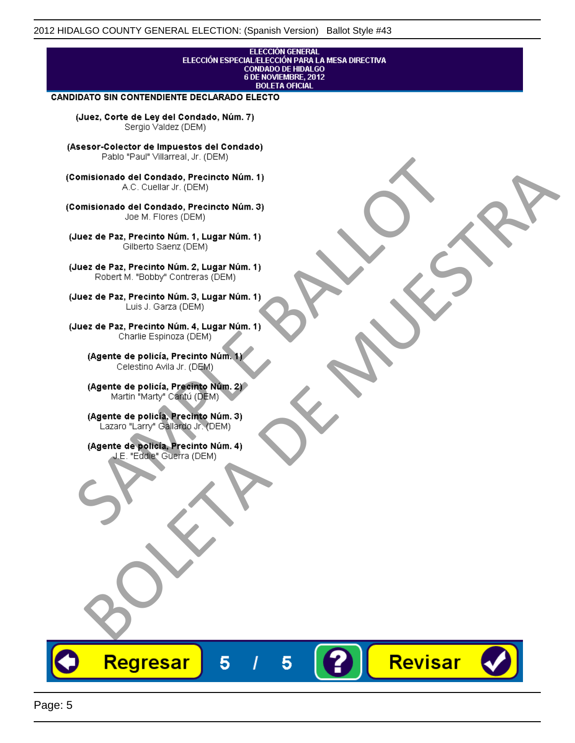ELECCIÓN GENERAL
ELECCIÓN ESPECIAL/ELECCIÓN PARA LA MESA DIRECTIVA
CONDADO DE HIDALGO
6 DE NOVIEMBRE, 2012
BOLETA OFICIAL

**CANDIDATO SIN CONTENDIENTE DECLARADO ELECTO**

**(Juez, Corte de Ley del Condado, Núm. 7)**
Sergio Valdez (DEM)

**(Asesor-Colector de Impuestos del Condado)**
Pablo "Paul" Villarreal, Jr. (DEM)

**(Comisionado del Condado, Precincto Núm. 1)**
A.C. Cuellar Jr. (DEM)

**(Comisionado del Condado, Precincto Núm. 3)**
Joe M. Flores (DEM)

**(Juez de Paz, Precinto Núm. 1, Lugar Núm. 1)**
Gilberto Saenz (DEM)

**(Juez de Paz, Precinto Núm. 2, Lugar Núm. 1)**
Robert M. "Bobby" Contreras (DEM)

**(Juez de Paz, Precinto Núm. 3, Lugar Núm. 1)**
Luis J. Garza (DEM)

**(Juez de Paz, Precinto Núm. 4, Lugar Núm. 1)**
Charlie Espinoza (DEM)

**(Agente de policía, Precinto Núm. 1)**
Celestino Avila Jr. (DEM)

**(Agente de policía, Precinto Núm. 2)**
Martin "Marty" Cantú (DEM)

**(Agente de policía, Precinto Núm. 3)**
Lazaro "Larry" Gallardo Jr. (DEM)

**(Agente de policía, Precinto Núm. 4)**
J.E. "Eddie" Guerra (DEM)

SAMPLE BALLOT
BOLETA DE MUESTRA

Regresar 5 / 5 ? Revisar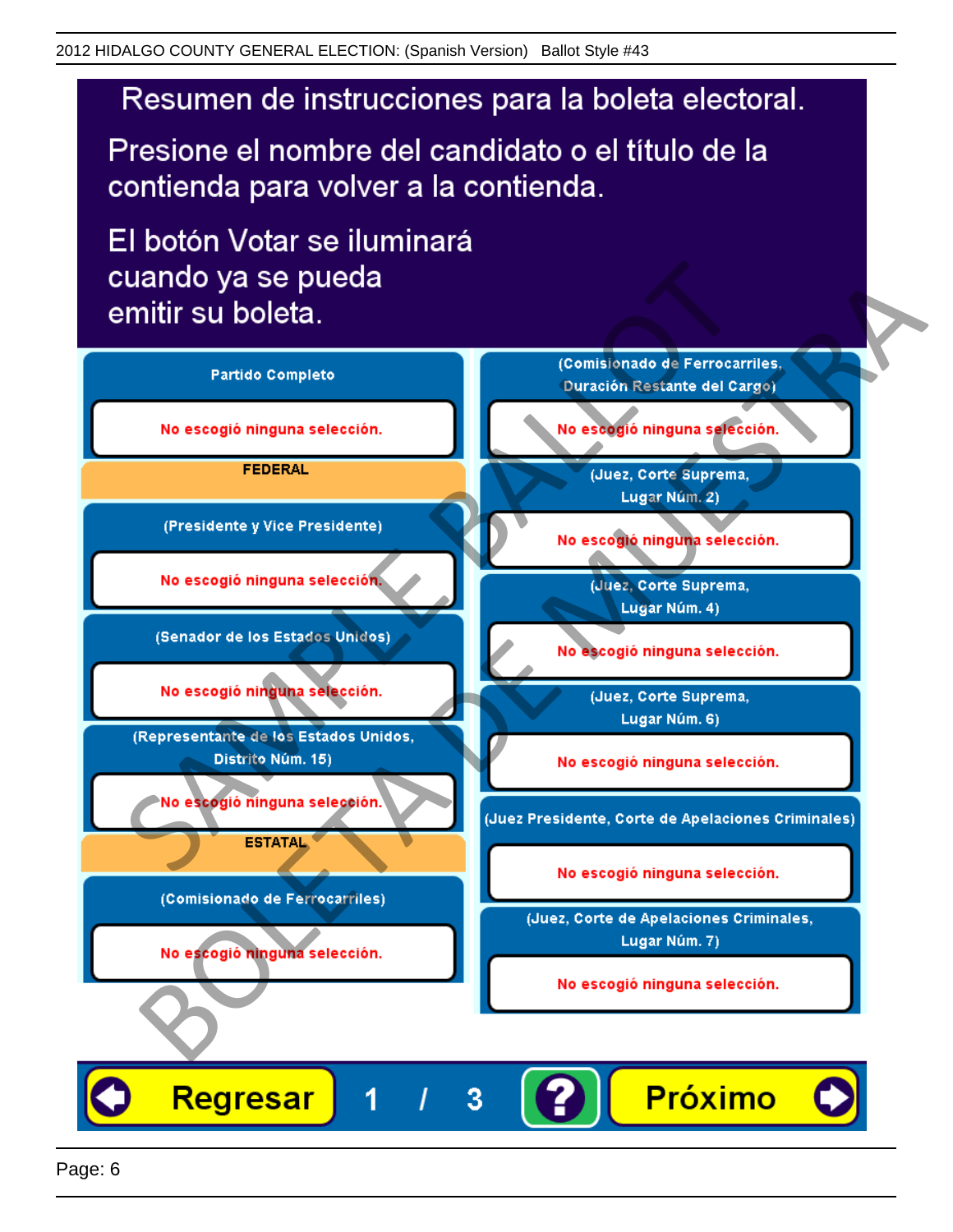# Resumen de instrucciones para la boleta electoral.

Presione el nombre del candidato o el título de la contienda para volver a la contienda.

El botón Votar se iluminará cuando ya se pueda emitir su boleta.

**Partido Completo**

No escogió ninguna selección.

**FEDERAL**

**(Presidente y Vice Presidente)**

No escogió ninguna selección.

**(Senador de los Estados Unidos)**

No escogió ninguna selección.

**(Representante de los Estados Unidos, Distrito Núm. 15)**

No escogió ninguna selección.

**ESTATAL**

**(Comisionado de Ferrocarriles)**

No escogió ninguna selección.

**(Comisionado de Ferrocarriles, Duración Restante del Cargo)**

No escogió ninguna selección.

**(Juez, Corte Suprema, Lugar Núm. 2)**

No escogió ninguna selección.

**(Juez, Corte Suprema, Lugar Núm. 4)**

No escogió ninguna selección.

**(Juez, Corte Suprema, Lugar Núm. 6)**

No escogió ninguna selección.

**(Juez Presidente, Corte de Apelaciones Criminales)**

No escogió ninguna selección.

**(Juez, Corte de Apelaciones Criminales, Lugar Núm. 7)**

No escogió ninguna selección.

Regresar 1 / 3 ? Próximo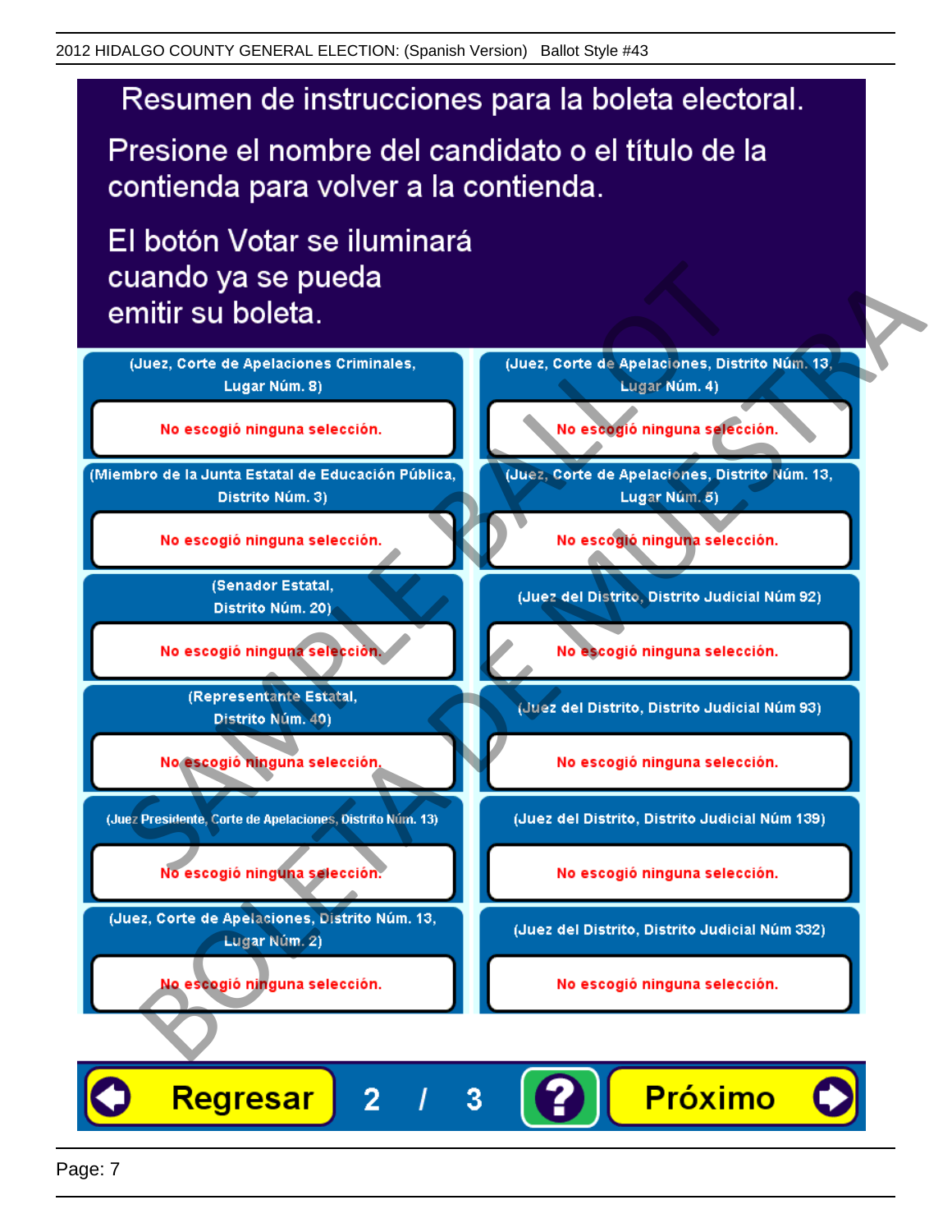# Resumen de instrucciones para la boleta electoral.

Presione el nombre del candidato o el título de la contienda para volver a la contienda.

El botón Votar se iluminará cuando ya se pueda emitir su boleta.

(Juez, Corte de Apelaciones Criminales, Lugar Núm. 8)

No escogió ninguna selección.

(Miembro de la Junta Estatal de Educación Pública, Distrito Núm. 3)

No escogió ninguna selección.

(Senador Estatal, Distrito Núm. 20)

No escogió ninguna selección.

(Representante Estatal, Distrito Núm. 40)

No escogió ninguna selección.

(Juez Presidente, Corte de Apelaciones, Distrito Núm. 13)

No escogió ninguna selección.

(Juez, Corte de Apelaciones, Distrito Núm. 13, Lugar Núm. 2)

No escogió ninguna selección.

(Juez, Corte de Apelaciones, Distrito Núm. 13, Lugar Núm. 4)

No escogió ninguna selección.

(Juez, Corte de Apelaciones, Distrito Núm. 13, Lugar Núm. 5)

No escogió ninguna selección.

(Juez del Distrito, Distrito Judicial Núm 92)

No escogió ninguna selección.

(Juez del Distrito, Distrito Judicial Núm 93)

No escogió ninguna selección.

(Juez del Distrito, Distrito Judicial Núm 139)

No escogió ninguna selección.

(Juez del Distrito, Distrito Judicial Núm 332)

No escogió ninguna selección.

Regresar 2 / 3 ? Próximo

SAMPLE BALLOT BOLETA DE MUESTRA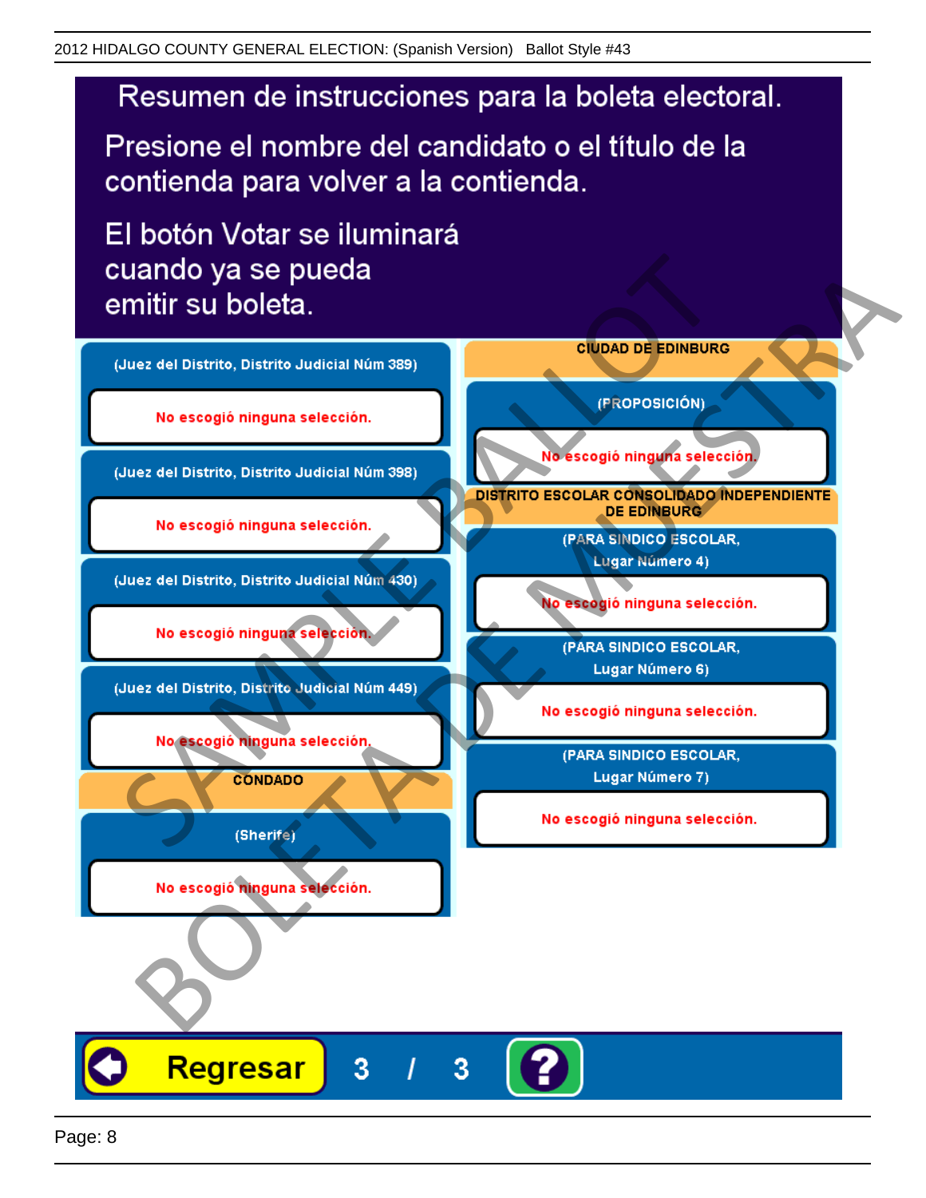Resumen de instrucciones para la boleta electoral.

Presione el nombre del candidato o el título de la contienda para volver a la contienda.

El botón Votar se iluminará cuando ya se pueda emitir su boleta.

(Juez del Distrito, Distrito Judicial Núm 389)

No escogió ninguna selección.

(Juez del Distrito, Distrito Judicial Núm 398)

No escogió ninguna selección.

(Juez del Distrito, Distrito Judicial Núm 430)

No escogió ninguna selección.

(Juez del Distrito, Distrito Judicial Núm 449)

No escogió ninguna selección.

CONDADO

(Sherife)

No escogió ninguna selección.

CIUDAD DE EDINBURG

(PROPOSICIÓN)

No escogió ninguna selección.

DISTRITO ESCOLAR CONSOLIDADO INDEPENDIENTE DE EDINBURG

(PARA SINDICO ESCOLAR, Lugar Número 4)

No escogió ninguna selección.

(PARA SINDICO ESCOLAR, Lugar Número 6)

No escogió ninguna selección.

(PARA SINDICO ESCOLAR, Lugar Número 7)

No escogió ninguna selección.

Regresar 3 / 3 ?

SAMPLE BALLOT BOLETA DE MUESTRA